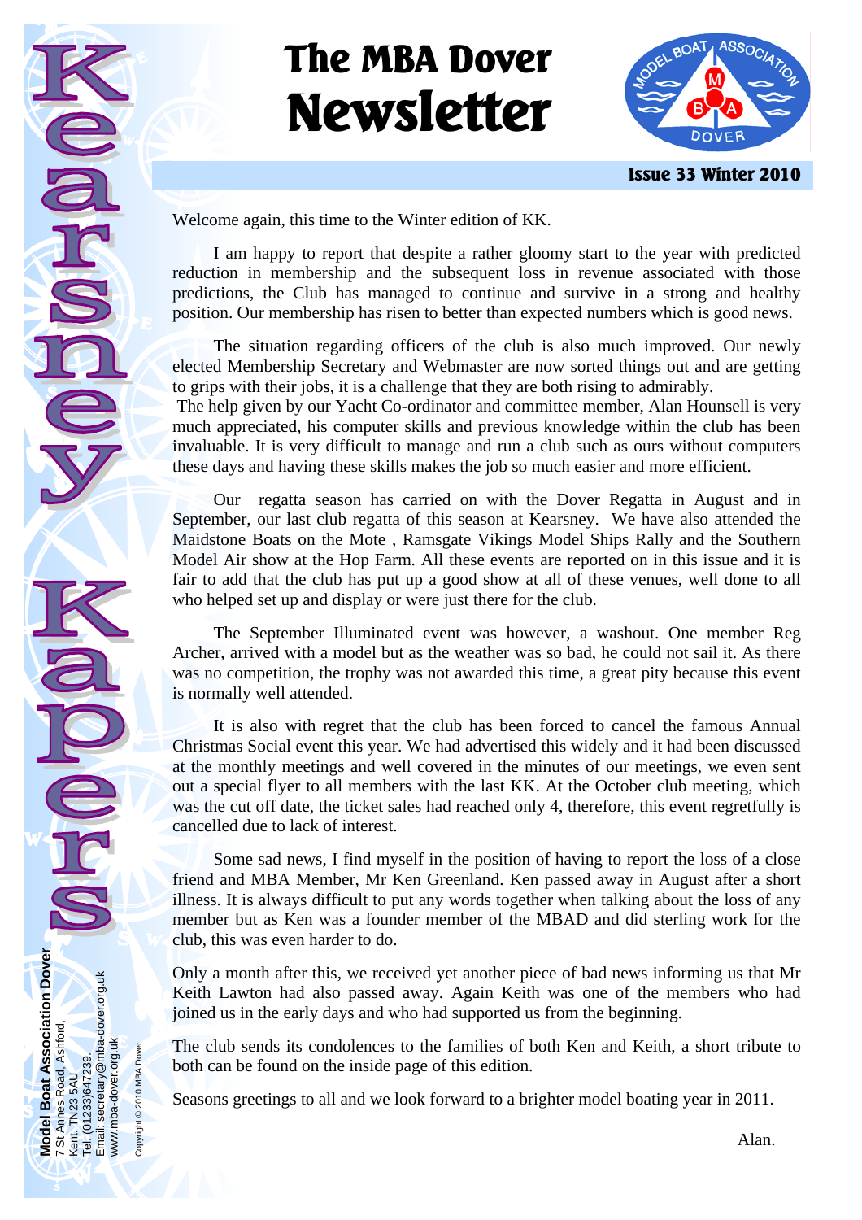# The MBA Dover Newsletter

**Issue 33 Winter 2010**

**Kearsney Kapers**

Welcome again, this time to the Winter edition of KK.

I am happy to report that despite a rather gloomy start to the year with predicted reduction in membership and the subsequent loss in revenue associated with those predictions, the Club has managed to continue and survive in a strong and healthy position. Our membership has risen to better than expected numbers which is good news.

The situation regarding officers of the club is also much improved. Our newly elected Membership Secretary and Webmaster are now sorted things out and are getting to grips with their jobs, it is a challenge that they are both rising to admirably.
The help given by our Yacht Co-ordinator and committee member, Alan Hounsell is very much appreciated, his computer skills and previous knowledge within the club has been invaluable. It is very difficult to manage and run a club such as ours without computers these days and having these skills makes the job so much easier and more efficient.

Our regatta season has carried on with the Dover Regatta in August and in September, our last club regatta of this season at Kearsney. We have also attended the Maidstone Boats on the Mote , Ramsgate Vikings Model Ships Rally and the Southern Model Air show at the Hop Farm. All these events are reported on in this issue and it is fair to add that the club has put up a good show at all of these venues, well done to all who helped set up and display or were just there for the club.

The September Illuminated event was however, a washout. One member Reg Archer, arrived with a model but as the weather was so bad, he could not sail it. As there was no competition, the trophy was not awarded this time, a great pity because this event is normally well attended.

It is also with regret that the club has been forced to cancel the famous Annual Christmas Social event this year. We had advertised this widely and it had been discussed at the monthly meetings and well covered in the minutes of our meetings, we even sent out a special flyer to all members with the last KK. At the October club meeting, which was the cut off date, the ticket sales had reached only 4, therefore, this event regretfully is cancelled due to lack of interest.

Some sad news, I find myself in the position of having to report the loss of a close friend and MBA Member, Mr Ken Greenland. Ken passed away in August after a short illness. It is always difficult to put any words together when talking about the loss of any member but as Ken was a founder member of the MBAD and did sterling work for the club, this was even harder to do.

Only a month after this, we received yet another piece of bad news informing us that Mr Keith Lawton had also passed away. Again Keith was one of the members who had joined us in the early days and who had supported us from the beginning.

The club sends its condolences to the families of both Ken and Keith, a short tribute to both can be found on the inside page of this edition.

Seasons greetings to all and we look forward to a brighter model boating year in 2011.

Alan.

**Model Boat Association Dover**
7 St Annes Road, Ashford,
Kent. TN23 5AU
Tel. (01233)647239.
Email: secretary@mba-dover.org.uk
www.mba-dover.org.uk

Copyright © 2010 MBA Dover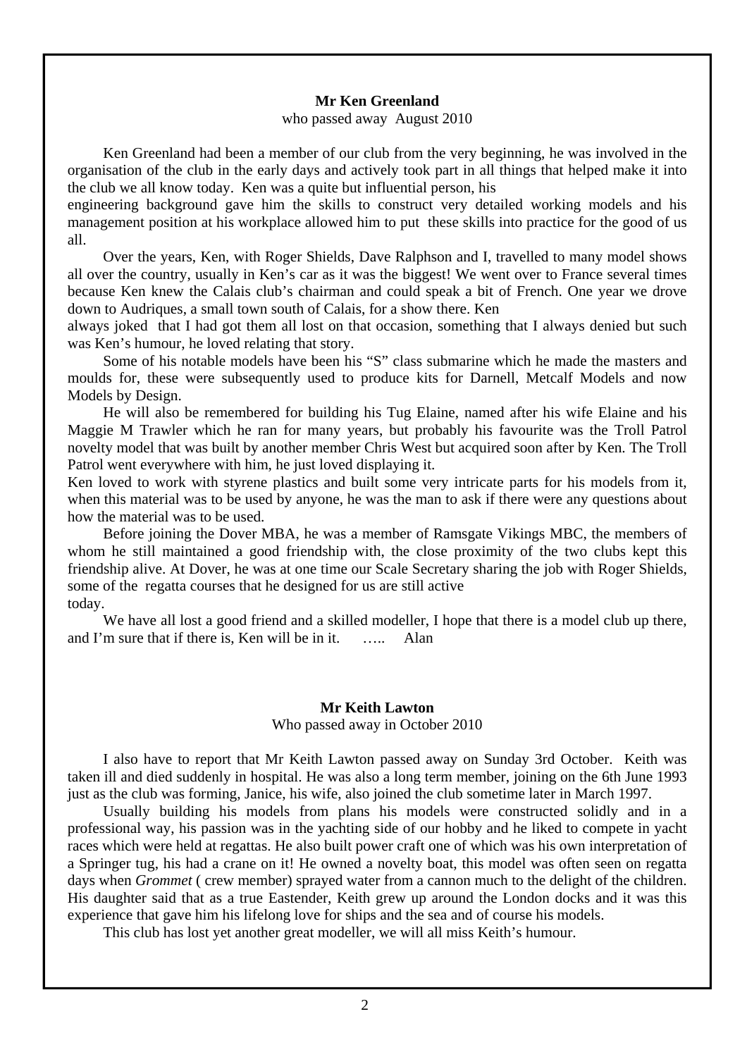**Mr Ken Greenland**

who passed away August 2010

Ken Greenland had been a member of our club from the very beginning, he was involved in the organisation of the club in the early days and actively took part in all things that helped make it into the club we all know today. Ken was a quite but influential person, his engineering background gave him the skills to construct very detailed working models and his management position at his workplace allowed him to put these skills into practice for the good of us all.

Over the years, Ken, with Roger Shields, Dave Ralphson and I, travelled to many model shows all over the country, usually in Ken's car as it was the biggest! We went over to France several times because Ken knew the Calais club's chairman and could speak a bit of French. One year we drove down to Audriques, a small town south of Calais, for a show there. Ken always joked that I had got them all lost on that occasion, something that I always denied but such was Ken's humour, he loved relating that story.

Some of his notable models have been his "S" class submarine which he made the masters and moulds for, these were subsequently used to produce kits for Darnell, Metcalf Models and now Models by Design.

He will also be remembered for building his Tug Elaine, named after his wife Elaine and his Maggie M Trawler which he ran for many years, but probably his favourite was the Troll Patrol novelty model that was built by another member Chris West but acquired soon after by Ken. The Troll Patrol went everywhere with him, he just loved displaying it.

Ken loved to work with styrene plastics and built some very intricate parts for his models from it, when this material was to be used by anyone, he was the man to ask if there were any questions about how the material was to be used.

Before joining the Dover MBA, he was a member of Ramsgate Vikings MBC, the members of whom he still maintained a good friendship with, the close proximity of the two clubs kept this friendship alive. At Dover, he was at one time our Scale Secretary sharing the job with Roger Shields, some of the regatta courses that he designed for us are still active today.

We have all lost a good friend and a skilled modeller, I hope that there is a model club up there, and I'm sure that if there is, Ken will be in it. ….. Alan

**Mr Keith Lawton**

Who passed away in October 2010

I also have to report that Mr Keith Lawton passed away on Sunday 3rd October. Keith was taken ill and died suddenly in hospital. He was also a long term member, joining on the 6th June 1993 just as the club was forming, Janice, his wife, also joined the club sometime later in March 1997.

Usually building his models from plans his models were constructed solidly and in a professional way, his passion was in the yachting side of our hobby and he liked to compete in yacht races which were held at regattas. He also built power craft one of which was his own interpretation of a Springer tug, his had a crane on it! He owned a novelty boat, this model was often seen on regatta days when *Grommet* ( crew member) sprayed water from a cannon much to the delight of the children. His daughter said that as a true Eastender, Keith grew up around the London docks and it was this experience that gave him his lifelong love for ships and the sea and of course his models.

This club has lost yet another great modeller, we will all miss Keith's humour.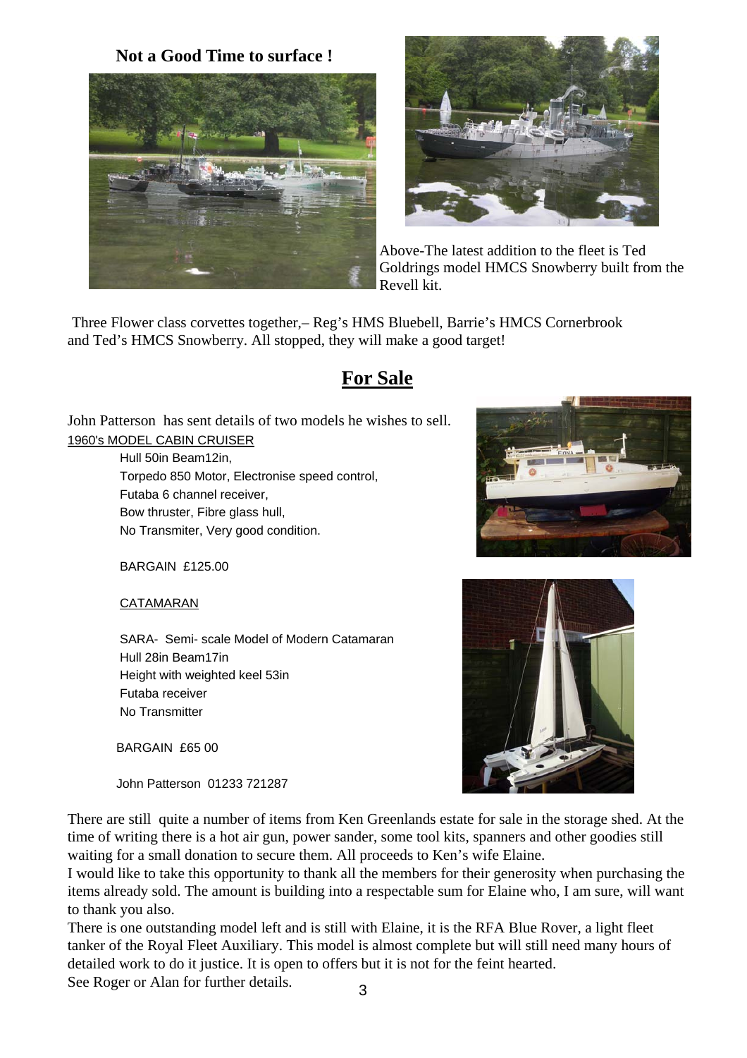**Not a Good Time to surface !**

Above-The latest addition to the fleet is Ted Goldrings model HMCS Snowberry built from the Revell kit.

Three Flower class corvettes together,– Reg's HMS Bluebell, Barrie's HMCS Cornerbrook and Ted's HMCS Snowberry. All stopped, they will make a good target!

## For Sale

John Patterson has sent details of two models he wishes to sell.

1960's MODEL CABIN CRUISER

Hull 50in Beam12in,
Torpedo 850 Motor, Electronise speed control,
Futaba 6 channel receiver,
Bow thruster, Fibre glass hull,
No Transmiter, Very good condition.

BARGAIN £125.00

CATAMARAN

SARA- Semi- scale Model of Modern Catamaran
Hull 28in Beam17in
Height with weighted keel 53in
Futaba receiver
No Transmitter

BARGAIN £65 00

John Patterson 01233 721287

There are still quite a number of items from Ken Greenlands estate for sale in the storage shed. At the time of writing there is a hot air gun, power sander, some tool kits, spanners and other goodies still waiting for a small donation to secure them. All proceeds to Ken's wife Elaine.

I would like to take this opportunity to thank all the members for their generosity when purchasing the items already sold. The amount is building into a respectable sum for Elaine who, I am sure, will want to thank you also.

There is one outstanding model left and is still with Elaine, it is the RFA Blue Rover, a light fleet tanker of the Royal Fleet Auxiliary. This model is almost complete but will still need many hours of detailed work to do it justice. It is open to offers but it is not for the feint hearted.

See Roger or Alan for further details.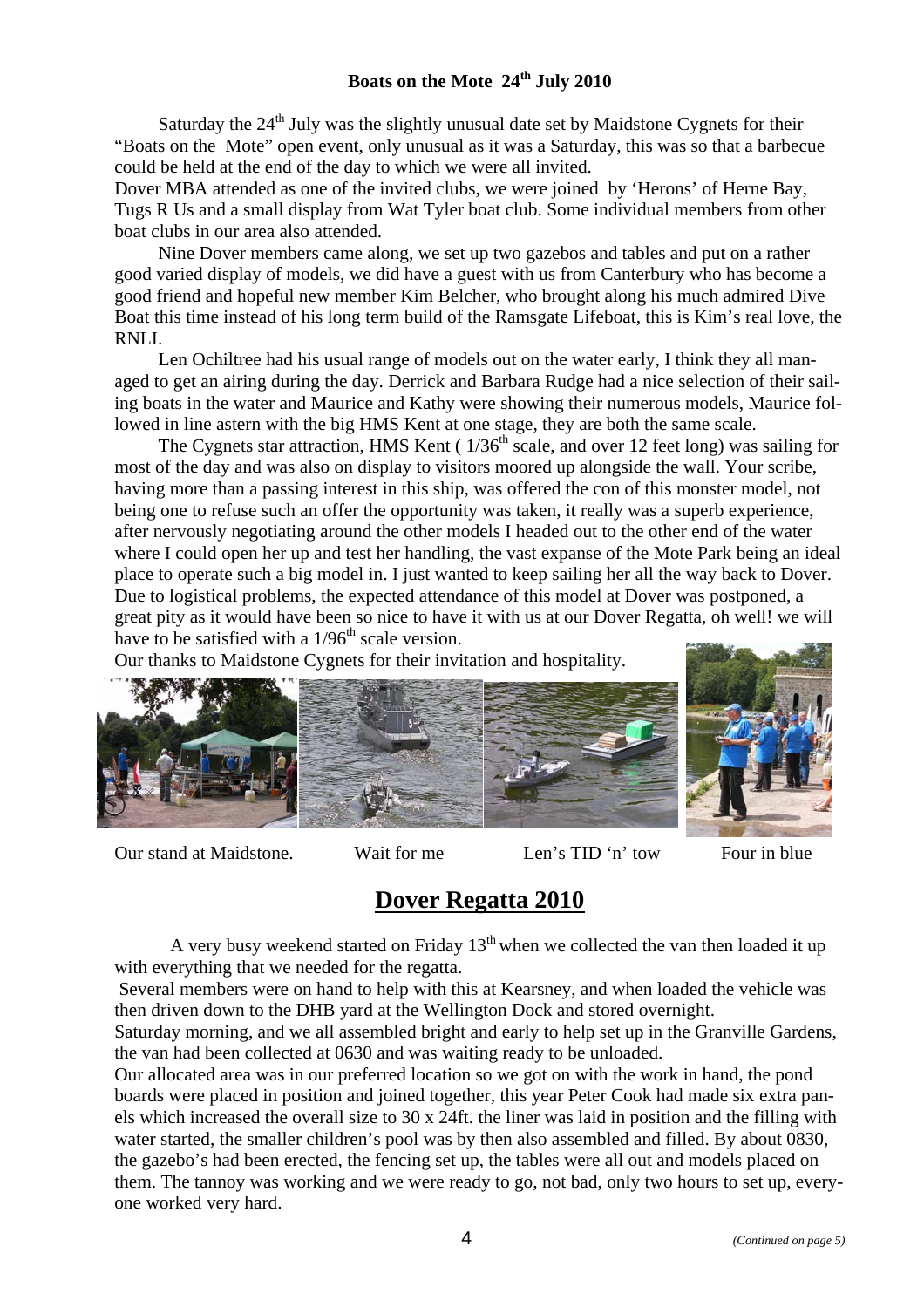## Boats on the Mote 24th July 2010

Saturday the 24th July was the slightly unusual date set by Maidstone Cygnets for their "Boats on the Mote" open event, only unusual as it was a Saturday, this was so that a barbecue could be held at the end of the day to which we were all invited.

Dover MBA attended as one of the invited clubs, we were joined by 'Herons' of Herne Bay, Tugs R Us and a small display from Wat Tyler boat club. Some individual members from other boat clubs in our area also attended.

Nine Dover members came along, we set up two gazebos and tables and put on a rather good varied display of models, we did have a guest with us from Canterbury who has become a good friend and hopeful new member Kim Belcher, who brought along his much admired Dive Boat this time instead of his long term build of the Ramsgate Lifeboat, this is Kim's real love, the RNLI.

Len Ochiltree had his usual range of models out on the water early, I think they all managed to get an airing during the day. Derrick and Barbara Rudge had a nice selection of their sailing boats in the water and Maurice and Kathy were showing their numerous models, Maurice followed in line astern with the big HMS Kent at one stage, they are both the same scale.

The Cygnets star attraction, HMS Kent ( 1/36th scale, and over 12 feet long) was sailing for most of the day and was also on display to visitors moored up alongside the wall. Your scribe, having more than a passing interest in this ship, was offered the con of this monster model, not being one to refuse such an offer the opportunity was taken, it really was a superb experience, after nervously negotiating around the other models I headed out to the other end of the water where I could open her up and test her handling, the vast expanse of the Mote Park being an ideal place to operate such a big model in. I just wanted to keep sailing her all the way back to Dover. Due to logistical problems, the expected attendance of this model at Dover was postponed, a great pity as it would have been so nice to have it with us at our Dover Regatta, oh well! we will have to be satisfied with a 1/96th scale version.

Our thanks to Maidstone Cygnets for their invitation and hospitality.

Our stand at Maidstone. | Wait for me | Len's TID 'n' tow | Four in blue

# Dover Regatta 2010

A very busy weekend started on Friday 13th when we collected the van then loaded it up with everything that we needed for the regatta.

Several members were on hand to help with this at Kearsney, and when loaded the vehicle was then driven down to the DHB yard at the Wellington Dock and stored overnight.

Saturday morning, and we all assembled bright and early to help set up in the Granville Gardens, the van had been collected at 0630 and was waiting ready to be unloaded.

Our allocated area was in our preferred location so we got on with the work in hand, the pond boards were placed in position and joined together, this year Peter Cook had made six extra panels which increased the overall size to 30 x 24ft. the liner was laid in position and the filling with water started, the smaller children's pool was by then also assembled and filled. By about 0830, the gazebo's had been erected, the fencing set up, the tables were all out and models placed on them. The tannoy was working and we were ready to go, not bad, only two hours to set up, everyone worked very hard.

*(Continued on page 5)*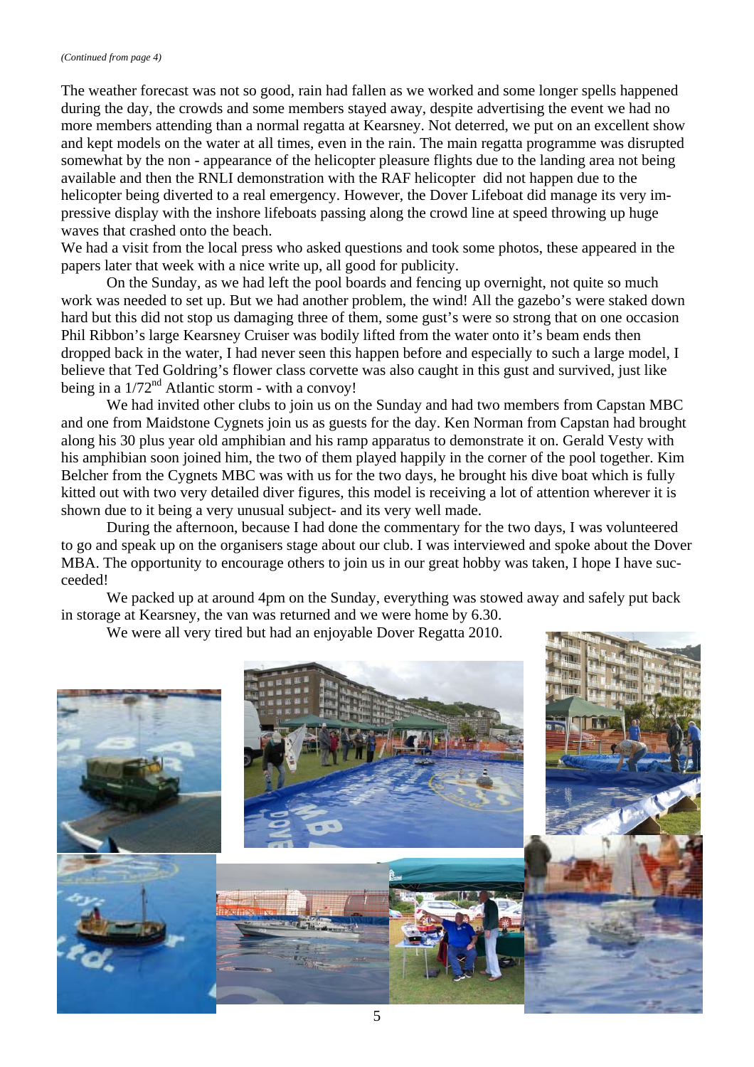*(Continued from page 4)*

The weather forecast was not so good, rain had fallen as we worked and some longer spells happened during the day, the crowds and some members stayed away, despite advertising the event we had no more members attending than a normal regatta at Kearsney. Not deterred, we put on an excellent show and kept models on the water at all times, even in the rain. The main regatta programme was disrupted somewhat by the non - appearance of the helicopter pleasure flights due to the landing area not being available and then the RNLI demonstration with the RAF helicopter did not happen due to the helicopter being diverted to a real emergency. However, the Dover Lifeboat did manage its very impressive display with the inshore lifeboats passing along the crowd line at speed throwing up huge waves that crashed onto the beach.

We had a visit from the local press who asked questions and took some photos, these appeared in the papers later that week with a nice write up, all good for publicity.

On the Sunday, as we had left the pool boards and fencing up overnight, not quite so much work was needed to set up. But we had another problem, the wind! All the gazebo's were staked down hard but this did not stop us damaging three of them, some gust's were so strong that on one occasion Phil Ribbon's large Kearsney Cruiser was bodily lifted from the water onto it's beam ends then dropped back in the water, I had never seen this happen before and especially to such a large model, I believe that Ted Goldring's flower class corvette was also caught in this gust and survived, just like being in a 1/72nd Atlantic storm - with a convoy!

We had invited other clubs to join us on the Sunday and had two members from Capstan MBC and one from Maidstone Cygnets join us as guests for the day. Ken Norman from Capstan had brought along his 30 plus year old amphibian and his ramp apparatus to demonstrate it on. Gerald Vesty with his amphibian soon joined him, the two of them played happily in the corner of the pool together. Kim Belcher from the Cygnets MBC was with us for the two days, he brought his dive boat which is fully kitted out with two very detailed diver figures, this model is receiving a lot of attention wherever it is shown due to it being a very unusual subject- and its very well made.

During the afternoon, because I had done the commentary for the two days, I was volunteered to go and speak up on the organisers stage about our club. I was interviewed and spoke about the Dover MBA. The opportunity to encourage others to join us in our great hobby was taken, I hope I have succeeded!

We packed up at around 4pm on the Sunday, everything was stowed away and safely put back in storage at Kearsney, the van was returned and we were home by 6.30.

We were all very tired but had an enjoyable Dover Regatta 2010.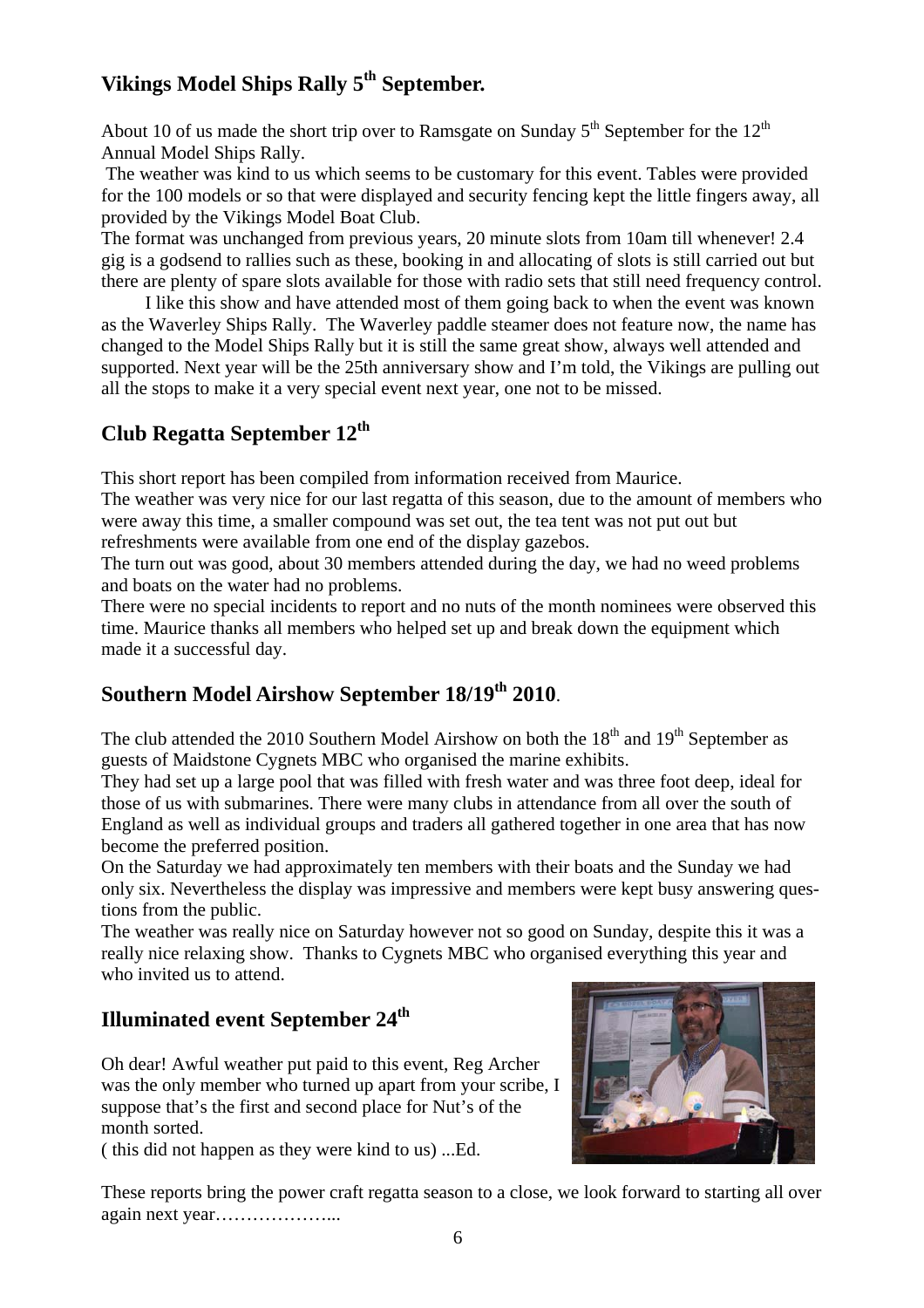## Vikings Model Ships Rally 5th September.

About 10 of us made the short trip over to Ramsgate on Sunday 5th September for the 12th Annual Model Ships Rally.

The weather was kind to us which seems to be customary for this event. Tables were provided for the 100 models or so that were displayed and security fencing kept the little fingers away, all provided by the Vikings Model Boat Club.

The format was unchanged from previous years, 20 minute slots from 10am till whenever! 2.4 gig is a godsend to rallies such as these, booking in and allocating of slots is still carried out but there are plenty of spare slots available for those with radio sets that still need frequency control.

I like this show and have attended most of them going back to when the event was known as the Waverley Ships Rally. The Waverley paddle steamer does not feature now, the name has changed to the Model Ships Rally but it is still the same great show, always well attended and supported. Next year will be the 25th anniversary show and I'm told, the Vikings are pulling out all the stops to make it a very special event next year, one not to be missed.

## Club Regatta September 12th

This short report has been compiled from information received from Maurice.

The weather was very nice for our last regatta of this season, due to the amount of members who were away this time, a smaller compound was set out, the tea tent was not put out but refreshments were available from one end of the display gazebos.

The turn out was good, about 30 members attended during the day, we had no weed problems and boats on the water had no problems.

There were no special incidents to report and no nuts of the month nominees were observed this time. Maurice thanks all members who helped set up and break down the equipment which made it a successful day.

## Southern Model Airshow September 18/19th 2010.

The club attended the 2010 Southern Model Airshow on both the 18th and 19th September as guests of Maidstone Cygnets MBC who organised the marine exhibits.

They had set up a large pool that was filled with fresh water and was three foot deep, ideal for those of us with submarines. There were many clubs in attendance from all over the south of England as well as individual groups and traders all gathered together in one area that has now become the preferred position.

On the Saturday we had approximately ten members with their boats and the Sunday we had only six. Nevertheless the display was impressive and members were kept busy answering questions from the public.

The weather was really nice on Saturday however not so good on Sunday, despite this it was a really nice relaxing show. Thanks to Cygnets MBC who organised everything this year and who invited us to attend.

## Illuminated event September 24th

Oh dear! Awful weather put paid to this event, Reg Archer was the only member who turned up apart from your scribe, I suppose that's the first and second place for Nut's of the month sorted.

( this did not happen as they were kind to us) ...Ed.

These reports bring the power craft regatta season to a close, we look forward to starting all over again next year………………...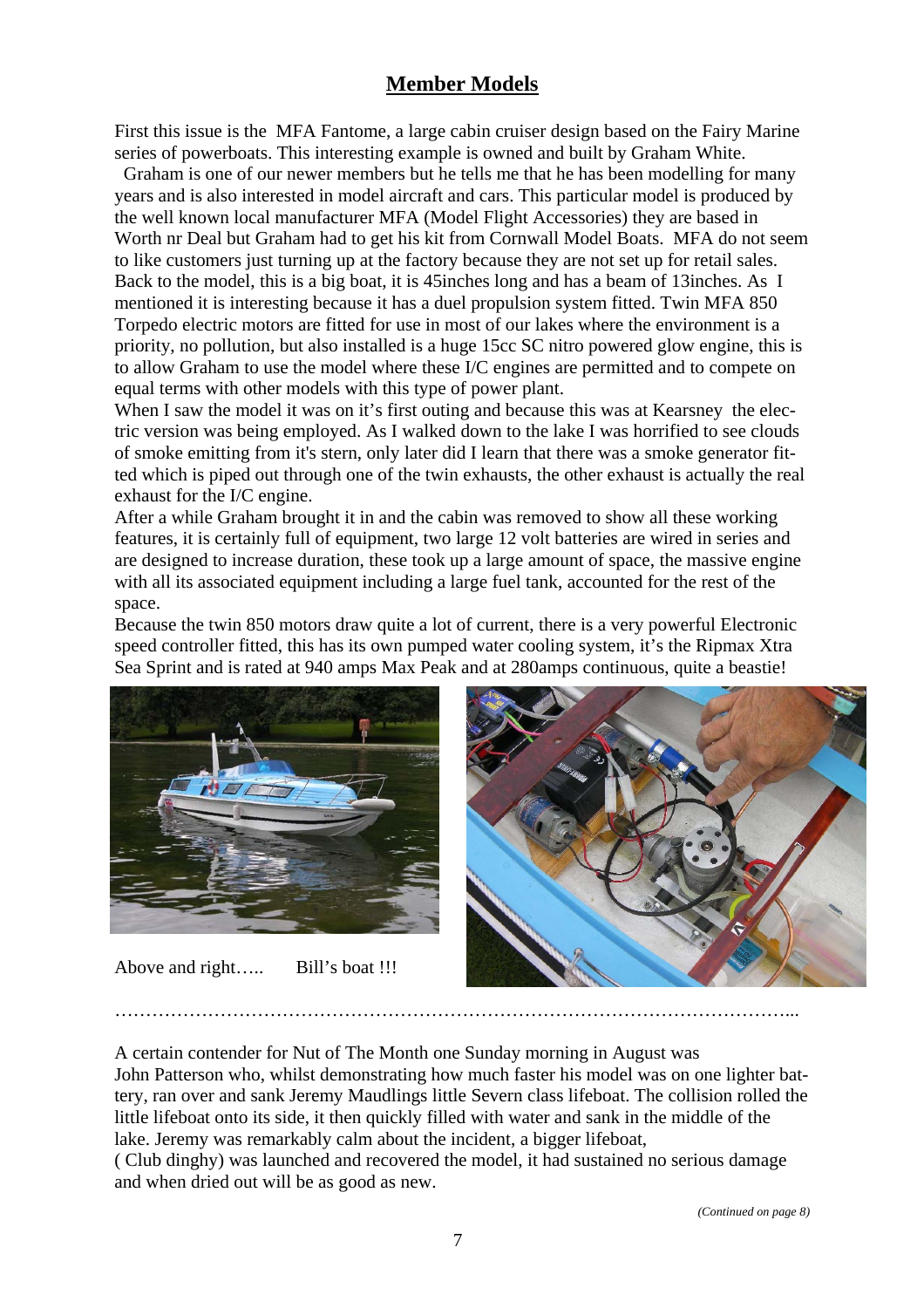## Member Models

First this issue is the MFA Fantome, a large cabin cruiser design based on the Fairy Marine series of powerboats. This interesting example is owned and built by Graham White.

Graham is one of our newer members but he tells me that he has been modelling for many years and is also interested in model aircraft and cars. This particular model is produced by the well known local manufacturer MFA (Model Flight Accessories) they are based in Worth nr Deal but Graham had to get his kit from Cornwall Model Boats. MFA do not seem to like customers just turning up at the factory because they are not set up for retail sales. Back to the model, this is a big boat, it is 45inches long and has a beam of 13inches. As I mentioned it is interesting because it has a duel propulsion system fitted. Twin MFA 850 Torpedo electric motors are fitted for use in most of our lakes where the environment is a priority, no pollution, but also installed is a huge 15cc SC nitro powered glow engine, this is to allow Graham to use the model where these I/C engines are permitted and to compete on equal terms with other models with this type of power plant.

When I saw the model it was on it's first outing and because this was at Kearsney the electric version was being employed. As I walked down to the lake I was horrified to see clouds of smoke emitting from it's stern, only later did I learn that there was a smoke generator fitted which is piped out through one of the twin exhausts, the other exhaust is actually the real exhaust for the I/C engine.

After a while Graham brought it in and the cabin was removed to show all these working features, it is certainly full of equipment, two large 12 volt batteries are wired in series and are designed to increase duration, these took up a large amount of space, the massive engine with all its associated equipment including a large fuel tank, accounted for the rest of the space.

Because the twin 850 motors draw quite a lot of current, there is a very powerful Electronic speed controller fitted, this has its own pumped water cooling system, it's the Ripmax Xtra Sea Sprint and is rated at 940 amps Max Peak and at 280amps continuous, quite a beastie!

Above and right….. Bill's boat !!!

…………………………………………………………………………………………………...

A certain contender for Nut of The Month one Sunday morning in August was John Patterson who, whilst demonstrating how much faster his model was on one lighter battery, ran over and sank Jeremy Maudlings little Severn class lifeboat. The collision rolled the little lifeboat onto its side, it then quickly filled with water and sank in the middle of the lake. Jeremy was remarkably calm about the incident, a bigger lifeboat, ( Club dinghy) was launched and recovered the model, it had sustained no serious damage and when dried out will be as good as new.

*(Continued on page 8)*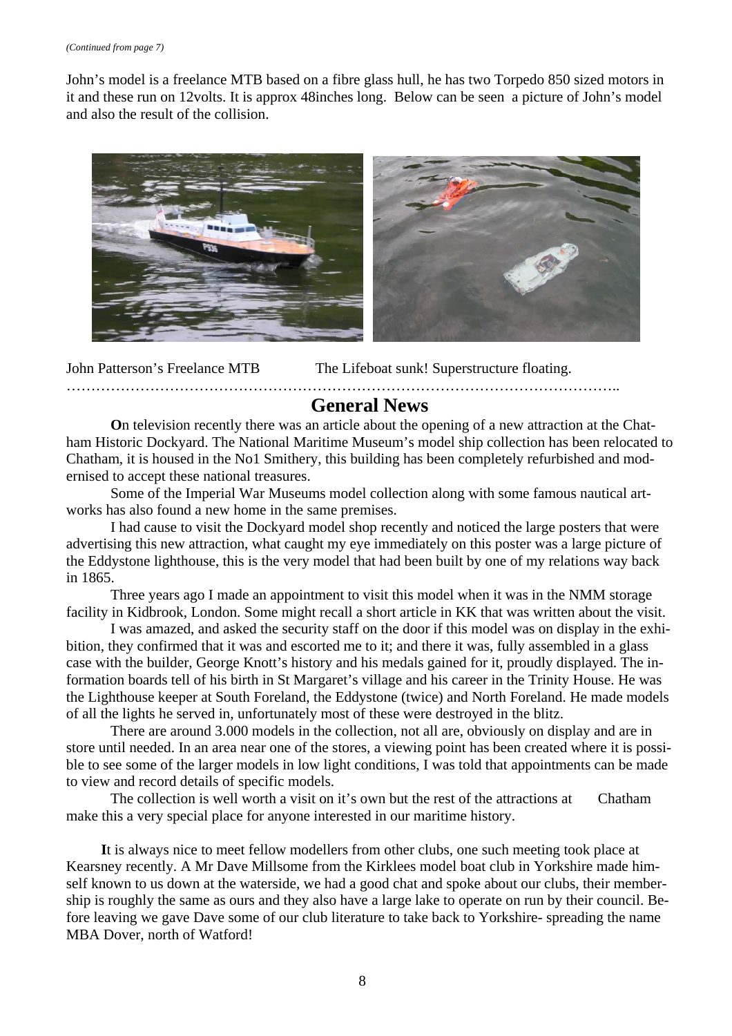*(Continued from page 7)*

John's model is a freelance MTB based on a fibre glass hull, he has two Torpedo 850 sized motors in it and these run on 12volts. It is approx 48inches long. Below can be seen a picture of John's model and also the result of the collision.

John Patterson's Freelance MTB The Lifeboat sunk! Superstructure floating.

………………………………………………………………………………………………..

## General News

**O**n television recently there was an article about the opening of a new attraction at the Chatham Historic Dockyard. The National Maritime Museum's model ship collection has been relocated to Chatham, it is housed in the No1 Smithery, this building has been completely refurbished and modernised to accept these national treasures.

Some of the Imperial War Museums model collection along with some famous nautical artworks has also found a new home in the same premises.

I had cause to visit the Dockyard model shop recently and noticed the large posters that were advertising this new attraction, what caught my eye immediately on this poster was a large picture of the Eddystone lighthouse, this is the very model that had been built by one of my relations way back in 1865.

Three years ago I made an appointment to visit this model when it was in the NMM storage facility in Kidbrook, London. Some might recall a short article in KK that was written about the visit.

I was amazed, and asked the security staff on the door if this model was on display in the exhibition, they confirmed that it was and escorted me to it; and there it was, fully assembled in a glass case with the builder, George Knott's history and his medals gained for it, proudly displayed. The information boards tell of his birth in St Margaret's village and his career in the Trinity House. He was the Lighthouse keeper at South Foreland, the Eddystone (twice) and North Foreland. He made models of all the lights he served in, unfortunately most of these were destroyed in the blitz.

There are around 3.000 models in the collection, not all are, obviously on display and are in store until needed. In an area near one of the stores, a viewing point has been created where it is possible to see some of the larger models in low light conditions, I was told that appointments can be made to view and record details of specific models.

The collection is well worth a visit on it's own but the rest of the attractions at Chatham make this a very special place for anyone interested in our maritime history.

**I**t is always nice to meet fellow modellers from other clubs, one such meeting took place at Kearsney recently. A Mr Dave Millsome from the Kirklees model boat club in Yorkshire made himself known to us down at the waterside, we had a good chat and spoke about our clubs, their membership is roughly the same as ours and they also have a large lake to operate on run by their council. Before leaving we gave Dave some of our club literature to take back to Yorkshire- spreading the name MBA Dover, north of Watford!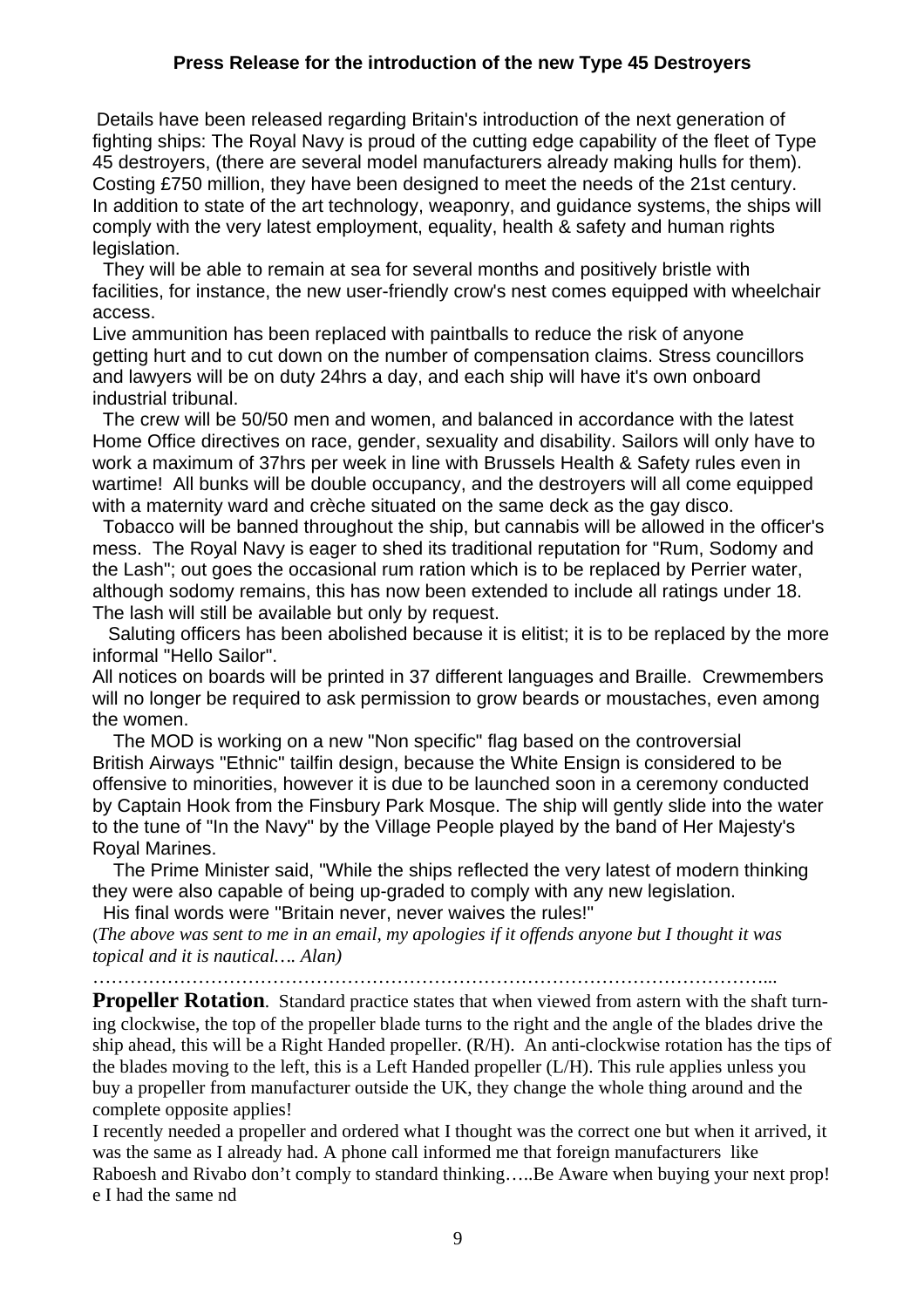## Press Release for the introduction of the new Type 45 Destroyers

Details have been released regarding Britain's introduction of the next generation of fighting ships: The Royal Navy is proud of the cutting edge capability of the fleet of Type 45 destroyers, (there are several model manufacturers already making hulls for them). Costing £750 million, they have been designed to meet the needs of the 21st century. In addition to state of the art technology, weaponry, and guidance systems, the ships will comply with the very latest employment, equality, health & safety and human rights legislation.

They will be able to remain at sea for several months and positively bristle with facilities, for instance, the new user-friendly crow's nest comes equipped with wheelchair access.

Live ammunition has been replaced with paintballs to reduce the risk of anyone getting hurt and to cut down on the number of compensation claims. Stress councillors and lawyers will be on duty 24hrs a day, and each ship will have it's own onboard industrial tribunal.

The crew will be 50/50 men and women, and balanced in accordance with the latest Home Office directives on race, gender, sexuality and disability. Sailors will only have to work a maximum of 37hrs per week in line with Brussels Health & Safety rules even in wartime! All bunks will be double occupancy, and the destroyers will all come equipped with a maternity ward and crèche situated on the same deck as the gay disco.

Tobacco will be banned throughout the ship, but cannabis will be allowed in the officer's mess. The Royal Navy is eager to shed its traditional reputation for "Rum, Sodomy and the Lash"; out goes the occasional rum ration which is to be replaced by Perrier water, although sodomy remains, this has now been extended to include all ratings under 18. The lash will still be available but only by request.

Saluting officers has been abolished because it is elitist; it is to be replaced by the more informal "Hello Sailor".

All notices on boards will be printed in 37 different languages and Braille. Crewmembers will no longer be required to ask permission to grow beards or moustaches, even among the women.

The MOD is working on a new "Non specific" flag based on the controversial British Airways "Ethnic" tailfin design, because the White Ensign is considered to be offensive to minorities, however it is due to be launched soon in a ceremony conducted by Captain Hook from the Finsbury Park Mosque. The ship will gently slide into the water to the tune of "In the Navy" by the Village People played by the band of Her Majesty's Royal Marines.

The Prime Minister said, "While the ships reflected the very latest of modern thinking they were also capable of being up-graded to comply with any new legislation.

His final words were "Britain never, never waives the rules!"

(*The above was sent to me in an email, my apologies if it offends anyone but I thought it was topical and it is nautical…. Alan)*

…………………………………………………………………………………………………...

**Propeller Rotation**. Standard practice states that when viewed from astern with the shaft turning clockwise, the top of the propeller blade turns to the right and the angle of the blades drive the ship ahead, this will be a Right Handed propeller. (R/H). An anti-clockwise rotation has the tips of the blades moving to the left, this is a Left Handed propeller (L/H). This rule applies unless you buy a propeller from manufacturer outside the UK, they change the whole thing around and the complete opposite applies!

I recently needed a propeller and ordered what I thought was the correct one but when it arrived, it was the same as I already had. A phone call informed me that foreign manufacturers like Raboesh and Rivabo don't comply to standard thinking…..Be Aware when buying your next prop! e I had the same nd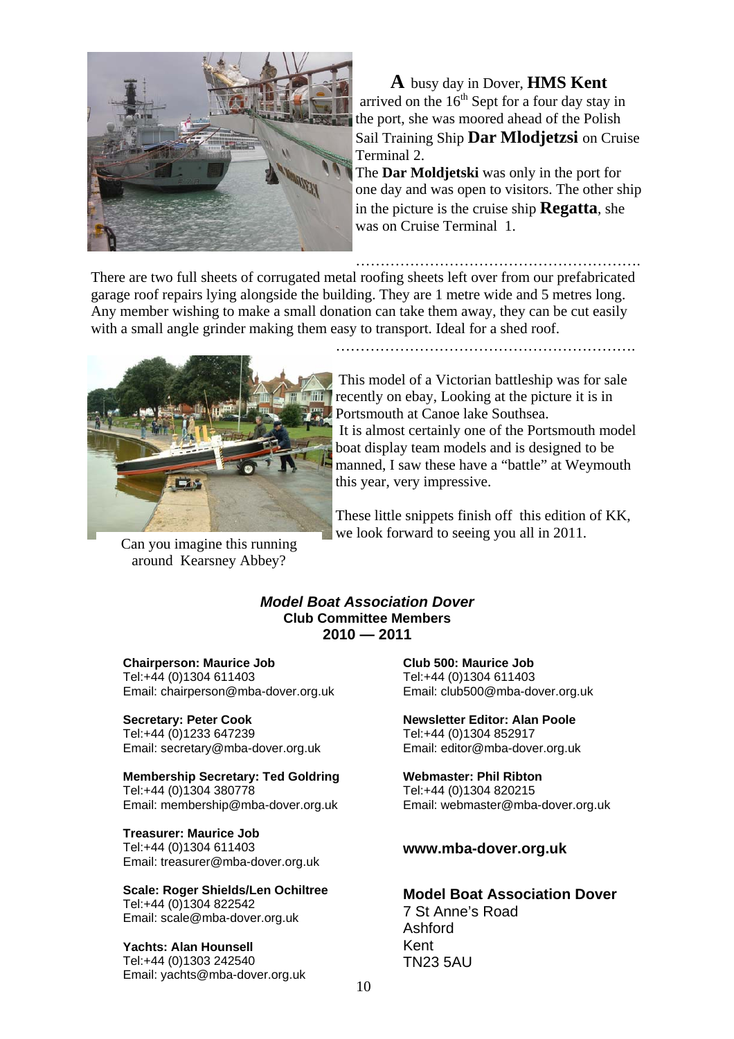**A** busy day in Dover, **HMS Kent** arrived on the 16th Sept for a four day stay in the port, she was moored ahead of the Polish Sail Training Ship **Dar Mlodjetzsi** on Cruise Terminal 2.

The **Dar Moldjetski** was only in the port for one day and was open to visitors. The other ship in the picture is the cruise ship **Regatta**, she was on Cruise Terminal 1.

……………………………………………………

There are two full sheets of corrugated metal roofing sheets left over from our prefabricated garage roof repairs lying alongside the building. They are 1 metre wide and 5 metres long. Any member wishing to make a small donation can take them away, they can be cut easily with a small angle grinder making them easy to transport. Ideal for a shed roof.

……………………………………………………

This model of a Victorian battleship was for sale recently on ebay, Looking at the picture it is in Portsmouth at Canoe lake Southsea.

It is almost certainly one of the Portsmouth model boat display team models and is designed to be manned, I saw these have a "battle" at Weymouth this year, very impressive.

These little snippets finish off this edition of KK, we look forward to seeing you all in 2011.

Can you imagine this running around Kearsney Abbey?

***Model Boat Association Dover***
**Club Committee Members**
**2010 — 2011**

**Chairperson: Maurice Job**
Tel:+44 (0)1304 611403
Email: chairperson@mba-dover.org.uk

**Secretary: Peter Cook**
Tel:+44 (0)1233 647239
Email: secretary@mba-dover.org.uk

**Membership Secretary: Ted Goldring**
Tel:+44 (0)1304 380778
Email: membership@mba-dover.org.uk

**Treasurer: Maurice Job**
Tel:+44 (0)1304 611403
Email: treasurer@mba-dover.org.uk

**Scale: Roger Shields/Len Ochiltree**
Tel:+44 (0)1304 822542
Email: scale@mba-dover.org.uk

**Yachts: Alan Hounsell**
Tel:+44 (0)1303 242540
Email: yachts@mba-dover.org.uk

**Club 500: Maurice Job**
Tel:+44 (0)1304 611403
Email: club500@mba-dover.org.uk

**Newsletter Editor: Alan Poole**
Tel:+44 (0)1304 852917
Email: editor@mba-dover.org.uk

**Webmaster: Phil Ribton**
Tel:+44 (0)1304 820215
Email: webmaster@mba-dover.org.uk

**www.mba-dover.org.uk**

**Model Boat Association Dover**
7 St Anne's Road
Ashford
Kent
TN23 5AU